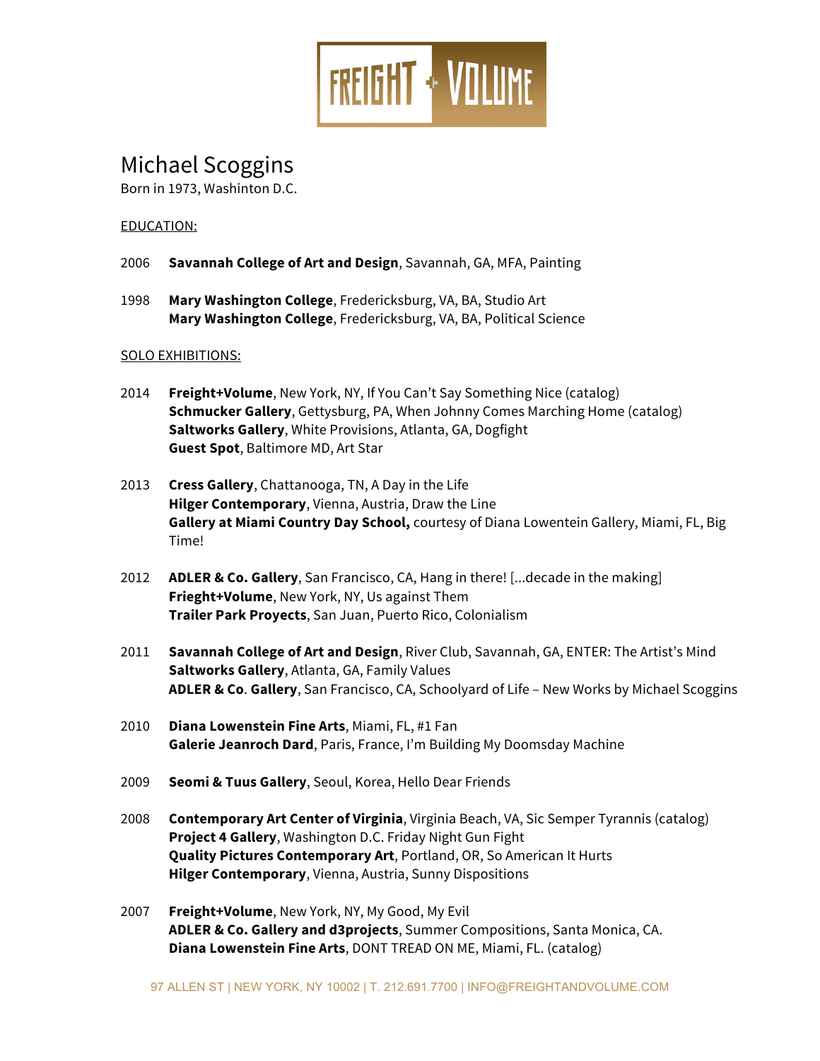# Michael Scoggins

Born in 1973, Washinton D.C.

EDUCATION:

2006 **Savannah College of Art and Design**, Savannah, GA, MFA, Painting

1998 **Mary Washington College**, Fredericksburg, VA, BA, Studio Art
**Mary Washington College**, Fredericksburg, VA, BA, Political Science

SOLO EXHIBITIONS:

2014 **Freight+Volume**, New York, NY, If You Can't Say Something Nice (catalog)
**Schmucker Gallery**, Gettysburg, PA, When Johnny Comes Marching Home (catalog)
**Saltworks Gallery**, White Provisions, Atlanta, GA, Dogfight
**Guest Spot**, Baltimore MD, Art Star

2013 **Cress Gallery**, Chattanooga, TN, A Day in the Life
**Hilger Contemporary**, Vienna, Austria, Draw the Line
**Gallery at Miami Country Day School,** courtesy of Diana Lowentein Gallery, Miami, FL, Big Time!

2012 **ADLER & Co. Gallery**, San Francisco, CA, Hang in there! [...decade in the making]
**Frieght+Volume**, New York, NY, Us against Them
**Trailer Park Proyects**, San Juan, Puerto Rico, Colonialism

2011 **Savannah College of Art and Design**, River Club, Savannah, GA, ENTER: The Artist's Mind
**Saltworks Gallery**, Atlanta, GA, Family Values
**ADLER & Co**. **Gallery**, San Francisco, CA, Schoolyard of Life – New Works by Michael Scoggins

2010 **Diana Lowenstein Fine Arts**, Miami, FL, #1 Fan
**Galerie Jeanroch Dard**, Paris, France, I'm Building My Doomsday Machine

2009 **Seomi & Tuus Gallery**, Seoul, Korea, Hello Dear Friends

2008 **Contemporary Art Center of Virginia**, Virginia Beach, VA, Sic Semper Tyrannis (catalog)
**Project 4 Gallery**, Washington D.C. Friday Night Gun Fight
**Quality Pictures Contemporary Art**, Portland, OR, So American It Hurts
**Hilger Contemporary**, Vienna, Austria, Sunny Dispositions

2007 **Freight+Volume**, New York, NY, My Good, My Evil
**ADLER & Co. Gallery and d3projects**, Summer Compositions, Santa Monica, CA.
**Diana Lowenstein Fine Arts**, DONT TREAD ON ME, Miami, FL. (catalog)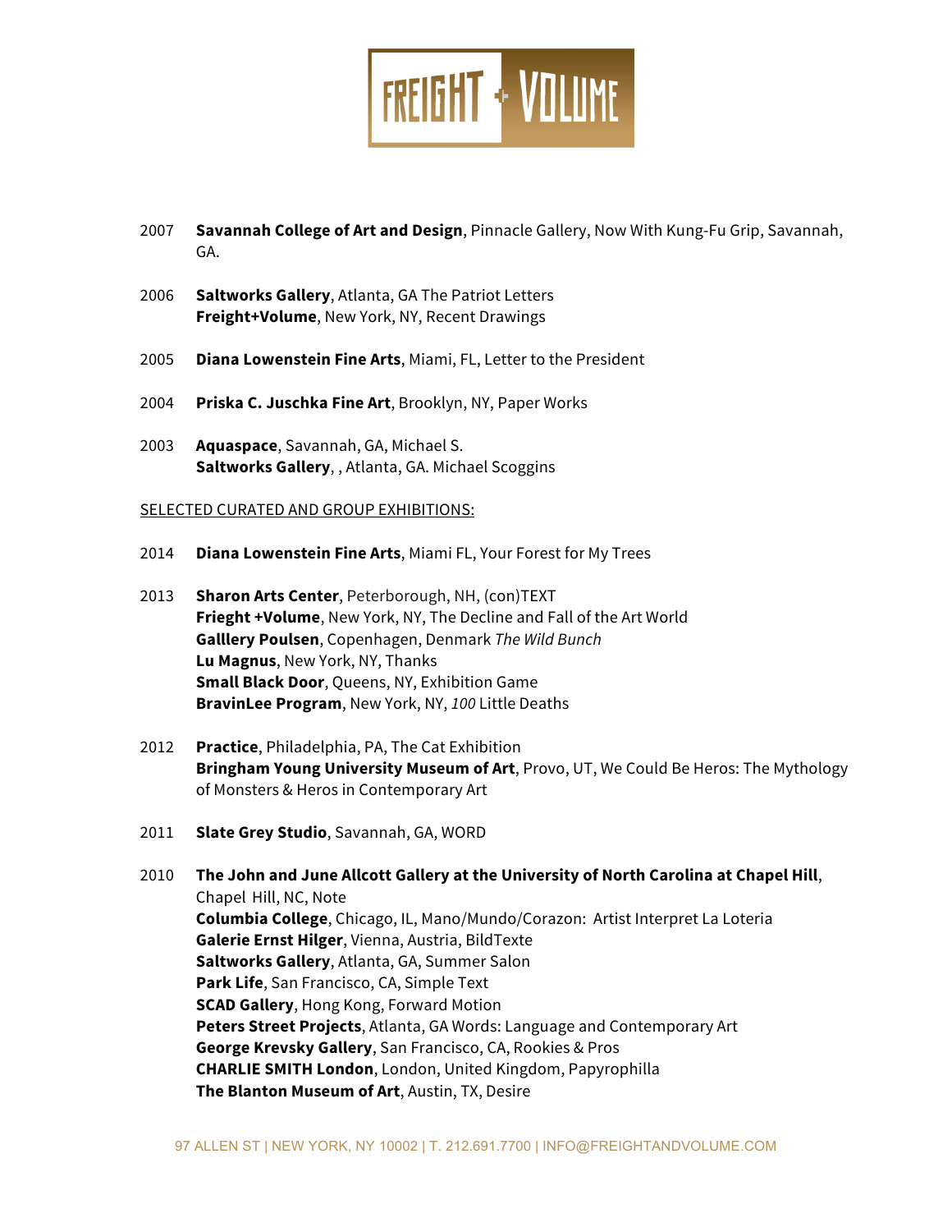2007 **Savannah College of Art and Design**, Pinnacle Gallery, Now With Kung-Fu Grip, Savannah, GA.

2006 **Saltworks Gallery**, Atlanta, GA The Patriot Letters
**Freight+Volume**, New York, NY, Recent Drawings

2005 **Diana Lowenstein Fine Arts**, Miami, FL, Letter to the President

2004 **Priska C. Juschka Fine Art**, Brooklyn, NY, Paper Works

2003 **Aquaspace**, Savannah, GA, Michael S.
**Saltworks Gallery**, , Atlanta, GA. Michael Scoggins

SELECTED CURATED AND GROUP EXHIBITIONS:

2014 **Diana Lowenstein Fine Arts**, Miami FL, Your Forest for My Trees

2013 **Sharon Arts Center**, Peterborough, NH, (con)TEXT
**Frieght +Volume**, New York, NY, The Decline and Fall of the Art World
**Galllery Poulsen**, Copenhagen, Denmark *The Wild Bunch*
**Lu Magnus**, New York, NY, Thanks
**Small Black Door**, Queens, NY, Exhibition Game
**BravinLee Program**, New York, NY, *100* Little Deaths

2012 **Practice**, Philadelphia, PA, The Cat Exhibition
**Bringham Young University Museum of Art**, Provo, UT, We Could Be Heros: The Mythology of Monsters & Heros in Contemporary Art

2011 **Slate Grey Studio**, Savannah, GA, WORD

2010 **The John and June Allcott Gallery at the University of North Carolina at Chapel Hill**, Chapel Hill, NC, Note
**Columbia College**, Chicago, IL, Mano/Mundo/Corazon: Artist Interpret La Loteria
**Galerie Ernst Hilger**, Vienna, Austria, BildTexte
**Saltworks Gallery**, Atlanta, GA, Summer Salon
**Park Life**, San Francisco, CA, Simple Text
**SCAD Gallery**, Hong Kong, Forward Motion
**Peters Street Projects**, Atlanta, GA Words: Language and Contemporary Art
**George Krevsky Gallery**, San Francisco, CA, Rookies & Pros
**CHARLIE SMITH London**, London, United Kingdom, Papyrophilla
**The Blanton Museum of Art**, Austin, TX, Desire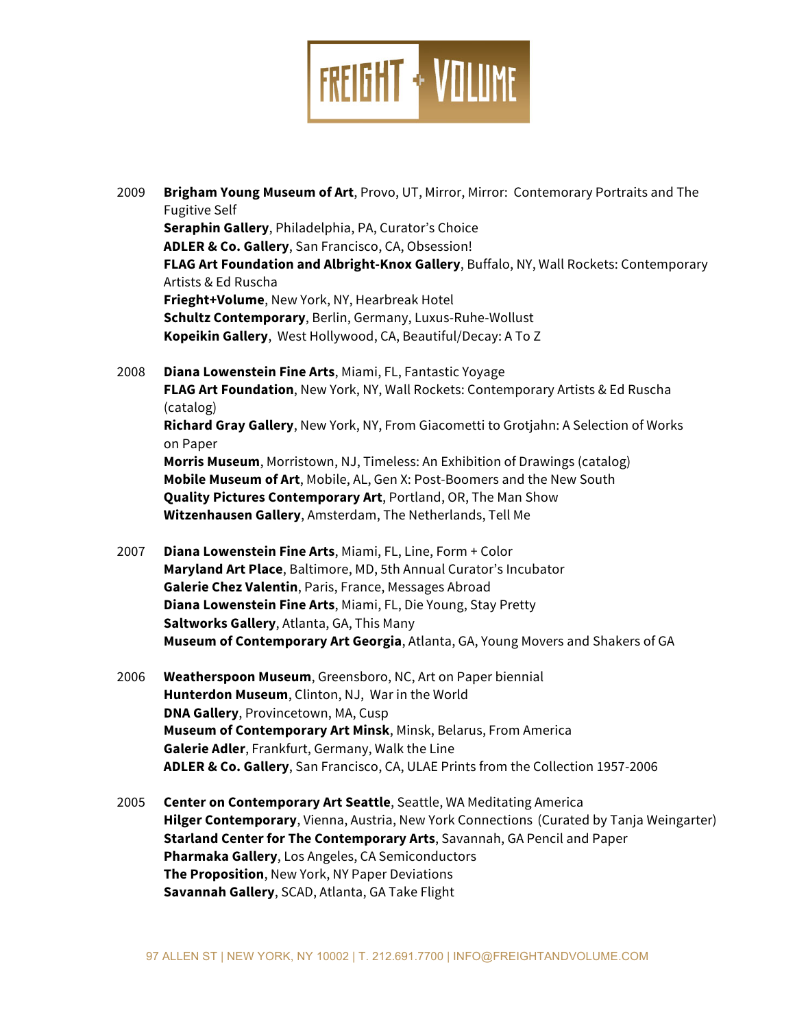2009 **Brigham Young Museum of Art**, Provo, UT, Mirror, Mirror: Contemorary Portraits and The Fugitive Self
**Seraphin Gallery**, Philadelphia, PA, Curator's Choice
**ADLER & Co. Gallery**, San Francisco, CA, Obsession!
**FLAG Art Foundation and Albright-Knox Gallery**, Buffalo, NY, Wall Rockets: Contemporary Artists & Ed Ruscha
**Frieght+Volume**, New York, NY, Hearbreak Hotel
**Schultz Contemporary**, Berlin, Germany, Luxus-Ruhe-Wollust
**Kopeikin Gallery**, West Hollywood, CA, Beautiful/Decay: A To Z

2008 **Diana Lowenstein Fine Arts**, Miami, FL, Fantastic Yoyage
**FLAG Art Foundation**, New York, NY, Wall Rockets: Contemporary Artists & Ed Ruscha (catalog)
**Richard Gray Gallery**, New York, NY, From Giacometti to Grotjahn: A Selection of Works on Paper
**Morris Museum**, Morristown, NJ, Timeless: An Exhibition of Drawings (catalog)
**Mobile Museum of Art**, Mobile, AL, Gen X: Post-Boomers and the New South
**Quality Pictures Contemporary Art**, Portland, OR, The Man Show
**Witzenhausen Gallery**, Amsterdam, The Netherlands, Tell Me

2007 **Diana Lowenstein Fine Arts**, Miami, FL, Line, Form + Color
**Maryland Art Place**, Baltimore, MD, 5th Annual Curator's Incubator
**Galerie Chez Valentin**, Paris, France, Messages Abroad
**Diana Lowenstein Fine Arts**, Miami, FL, Die Young, Stay Pretty
**Saltworks Gallery**, Atlanta, GA, This Many
**Museum of Contemporary Art Georgia**, Atlanta, GA, Young Movers and Shakers of GA

2006 **Weatherspoon Museum**, Greensboro, NC, Art on Paper biennial
**Hunterdon Museum**, Clinton, NJ, War in the World
**DNA Gallery**, Provincetown, MA, Cusp
**Museum of Contemporary Art Minsk**, Minsk, Belarus, From America
**Galerie Adler**, Frankfurt, Germany, Walk the Line
**ADLER & Co. Gallery**, San Francisco, CA, ULAE Prints from the Collection 1957-2006

2005 **Center on Contemporary Art Seattle**, Seattle, WA Meditating America
**Hilger Contemporary**, Vienna, Austria, New York Connections (Curated by Tanja Weingarter)
**Starland Center for The Contemporary Arts**, Savannah, GA Pencil and Paper
**Pharmaka Gallery**, Los Angeles, CA Semiconductors
**The Proposition**, New York, NY Paper Deviations
**Savannah Gallery**, SCAD, Atlanta, GA Take Flight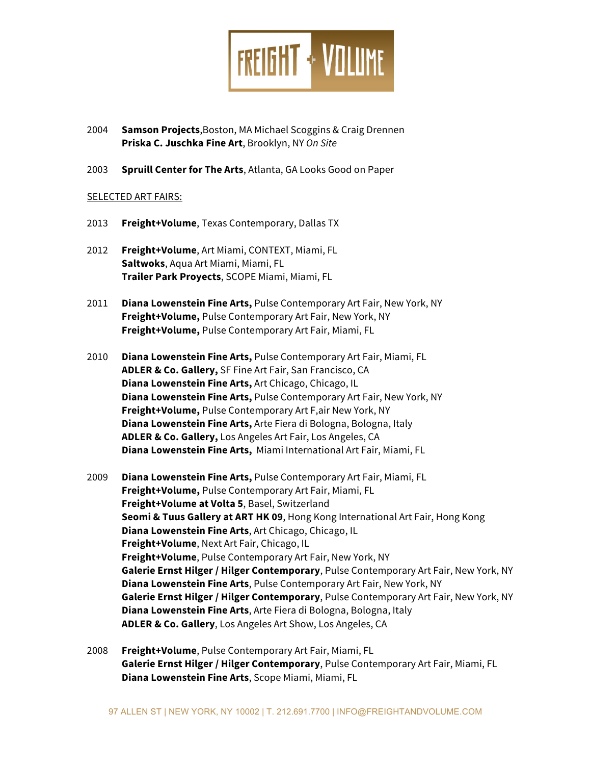2004 **Samson Projects**,Boston, MA Michael Scoggins & Craig Drennen
**Priska C. Juschka Fine Art**, Brooklyn, NY *On Site*

2003 **Spruill Center for The Arts**, Atlanta, GA Looks Good on Paper

SELECTED ART FAIRS:

2013 **Freight+Volume**, Texas Contemporary, Dallas TX

2012 **Freight+Volume**, Art Miami, CONTEXT, Miami, FL
**Saltwoks**, Aqua Art Miami, Miami, FL
**Trailer Park Proyects**, SCOPE Miami, Miami, FL

2011 **Diana Lowenstein Fine Arts,** Pulse Contemporary Art Fair, New York, NY
**Freight+Volume,** Pulse Contemporary Art Fair, New York, NY
**Freight+Volume,** Pulse Contemporary Art Fair, Miami, FL

2010 **Diana Lowenstein Fine Arts,** Pulse Contemporary Art Fair, Miami, FL
**ADLER & Co. Gallery,** SF Fine Art Fair, San Francisco, CA
**Diana Lowenstein Fine Arts,** Art Chicago, Chicago, IL
**Diana Lowenstein Fine Arts,** Pulse Contemporary Art Fair, New York, NY
**Freight+Volume,** Pulse Contemporary Art F,air New York, NY
**Diana Lowenstein Fine Arts,** Arte Fiera di Bologna, Bologna, Italy
**ADLER & Co. Gallery,** Los Angeles Art Fair, Los Angeles, CA
**Diana Lowenstein Fine Arts,** Miami International Art Fair, Miami, FL

2009 **Diana Lowenstein Fine Arts,** Pulse Contemporary Art Fair, Miami, FL
**Freight+Volume,** Pulse Contemporary Art Fair, Miami, FL
**Freight+Volume at Volta 5**, Basel, Switzerland
**Seomi & Tuus Gallery at ART HK 09**, Hong Kong International Art Fair, Hong Kong
**Diana Lowenstein Fine Arts**, Art Chicago, Chicago, IL
**Freight+Volume**, Next Art Fair, Chicago, IL
**Freight+Volume**, Pulse Contemporary Art Fair, New York, NY
**Galerie Ernst Hilger / Hilger Contemporary**, Pulse Contemporary Art Fair, New York, NY
**Diana Lowenstein Fine Arts**, Pulse Contemporary Art Fair, New York, NY
**Galerie Ernst Hilger / Hilger Contemporary**, Pulse Contemporary Art Fair, New York, NY
**Diana Lowenstein Fine Arts**, Arte Fiera di Bologna, Bologna, Italy
**ADLER & Co. Gallery**, Los Angeles Art Show, Los Angeles, CA

2008 **Freight+Volume**, Pulse Contemporary Art Fair, Miami, FL
**Galerie Ernst Hilger / Hilger Contemporary**, Pulse Contemporary Art Fair, Miami, FL
**Diana Lowenstein Fine Arts**, Scope Miami, Miami, FL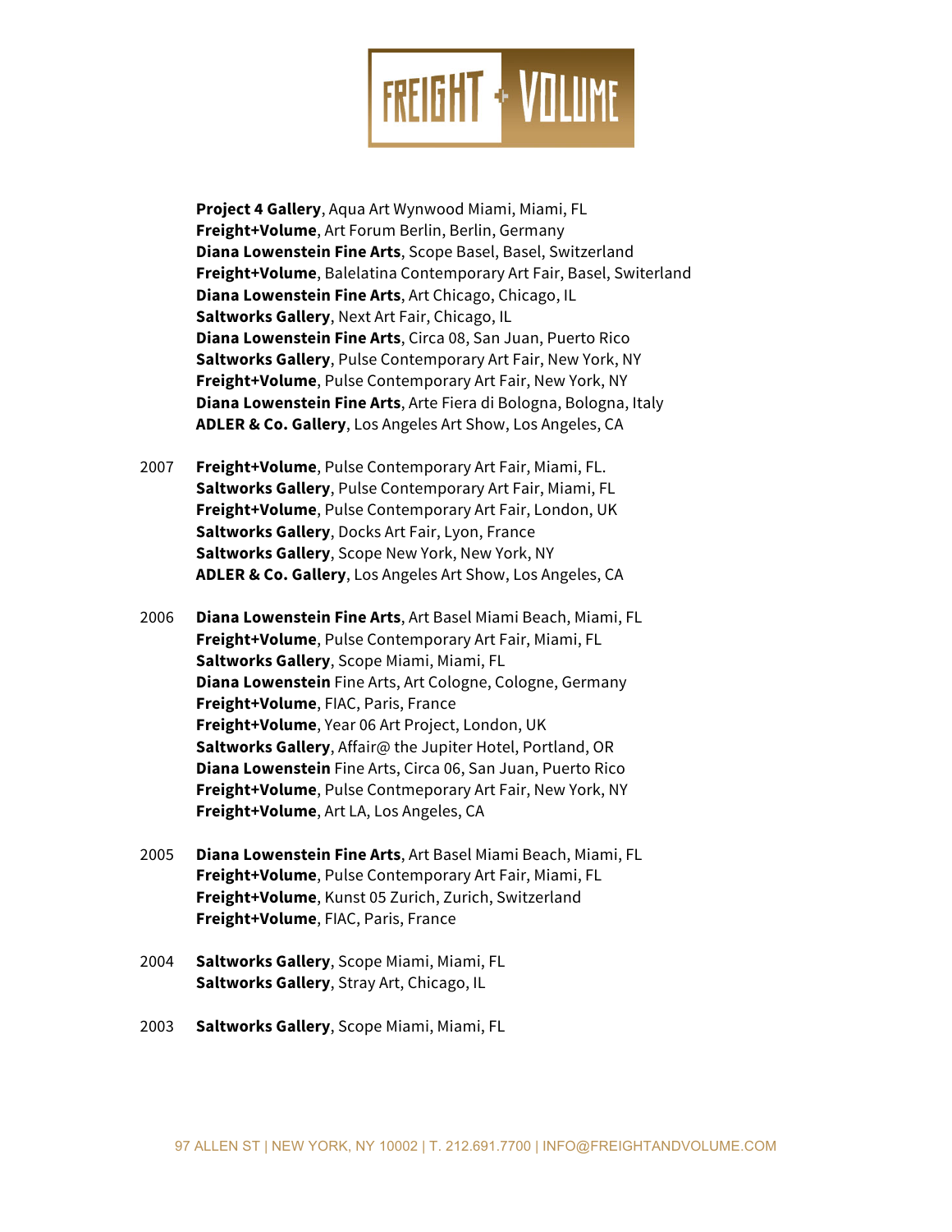**Project 4 Gallery**, Aqua Art Wynwood Miami, Miami, FL
**Freight+Volume**, Art Forum Berlin, Berlin, Germany
**Diana Lowenstein Fine Arts**, Scope Basel, Basel, Switzerland
**Freight+Volume**, Balelatina Contemporary Art Fair, Basel, Switerland
**Diana Lowenstein Fine Arts**, Art Chicago, Chicago, IL
**Saltworks Gallery**, Next Art Fair, Chicago, IL
**Diana Lowenstein Fine Arts**, Circa 08, San Juan, Puerto Rico
**Saltworks Gallery**, Pulse Contemporary Art Fair, New York, NY
**Freight+Volume**, Pulse Contemporary Art Fair, New York, NY
**Diana Lowenstein Fine Arts**, Arte Fiera di Bologna, Bologna, Italy
**ADLER & Co. Gallery**, Los Angeles Art Show, Los Angeles, CA

2007 **Freight+Volume**, Pulse Contemporary Art Fair, Miami, FL.
**Saltworks Gallery**, Pulse Contemporary Art Fair, Miami, FL
**Freight+Volume**, Pulse Contemporary Art Fair, London, UK
**Saltworks Gallery**, Docks Art Fair, Lyon, France
**Saltworks Gallery**, Scope New York, New York, NY
**ADLER & Co. Gallery**, Los Angeles Art Show, Los Angeles, CA

2006 **Diana Lowenstein Fine Arts**, Art Basel Miami Beach, Miami, FL
**Freight+Volume**, Pulse Contemporary Art Fair, Miami, FL
**Saltworks Gallery**, Scope Miami, Miami, FL
**Diana Lowenstein** Fine Arts, Art Cologne, Cologne, Germany
**Freight+Volume**, FIAC, Paris, France
**Freight+Volume**, Year 06 Art Project, London, UK
**Saltworks Gallery**, Affair@ the Jupiter Hotel, Portland, OR
**Diana Lowenstein** Fine Arts, Circa 06, San Juan, Puerto Rico
**Freight+Volume**, Pulse Contmeporary Art Fair, New York, NY
**Freight+Volume**, Art LA, Los Angeles, CA

2005 **Diana Lowenstein Fine Arts**, Art Basel Miami Beach, Miami, FL
**Freight+Volume**, Pulse Contemporary Art Fair, Miami, FL
**Freight+Volume**, Kunst 05 Zurich, Zurich, Switzerland
**Freight+Volume**, FIAC, Paris, France

2004 **Saltworks Gallery**, Scope Miami, Miami, FL
**Saltworks Gallery**, Stray Art, Chicago, IL

2003 **Saltworks Gallery**, Scope Miami, Miami, FL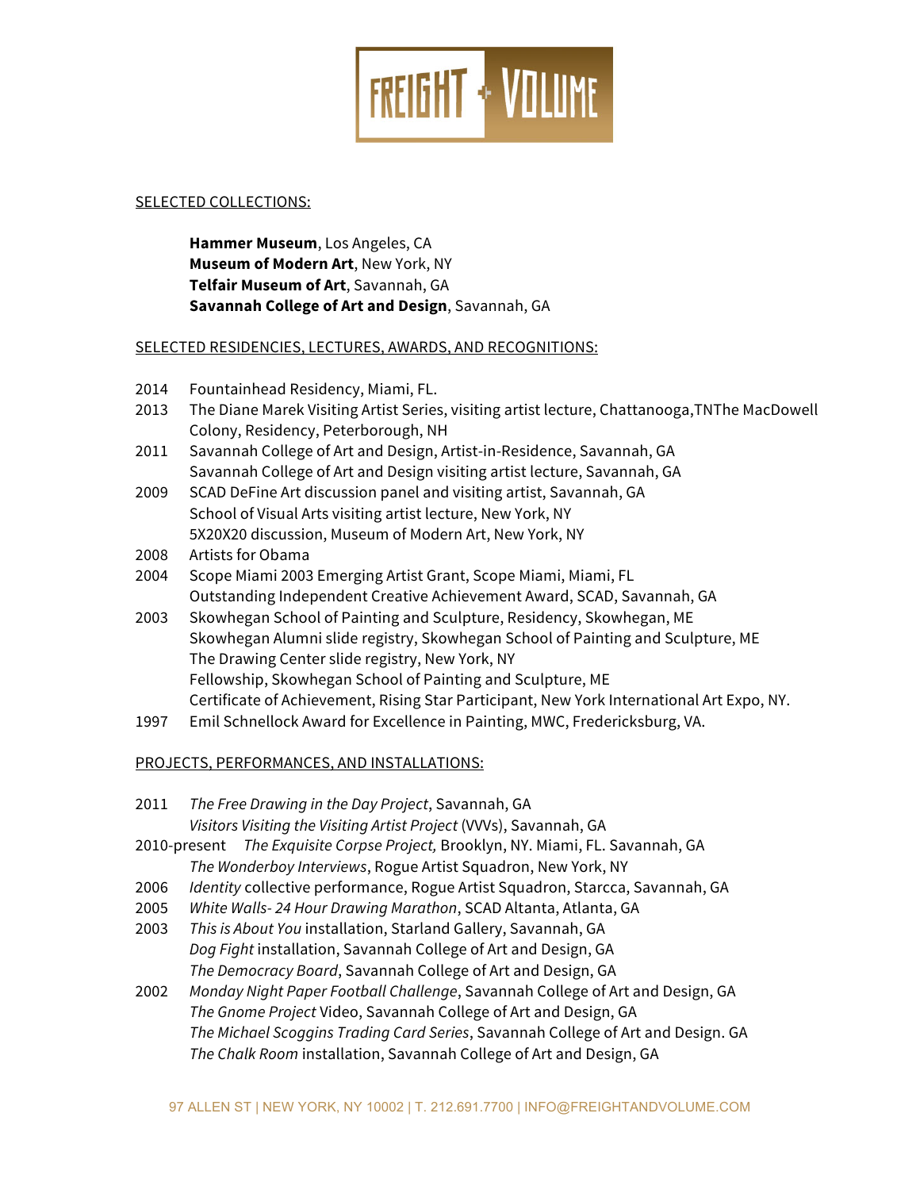SELECTED COLLECTIONS:

**Hammer Museum**, Los Angeles, CA
**Museum of Modern Art**, New York, NY
**Telfair Museum of Art**, Savannah, GA
**Savannah College of Art and Design**, Savannah, GA

SELECTED RESIDENCIES, LECTURES, AWARDS, AND RECOGNITIONS:

2014 Fountainhead Residency, Miami, FL.
2013 The Diane Marek Visiting Artist Series, visiting artist lecture, Chattanooga,TNThe MacDowell Colony, Residency, Peterborough, NH
2011 Savannah College of Art and Design, Artist-in-Residence, Savannah, GA
Savannah College of Art and Design visiting artist lecture, Savannah, GA
2009 SCAD DeFine Art discussion panel and visiting artist, Savannah, GA
School of Visual Arts visiting artist lecture, New York, NY
5X20X20 discussion, Museum of Modern Art, New York, NY
2008 Artists for Obama
2004 Scope Miami 2003 Emerging Artist Grant, Scope Miami, Miami, FL
Outstanding Independent Creative Achievement Award, SCAD, Savannah, GA
2003 Skowhegan School of Painting and Sculpture, Residency, Skowhegan, ME
Skowhegan Alumni slide registry, Skowhegan School of Painting and Sculpture, ME
The Drawing Center slide registry, New York, NY
Fellowship, Skowhegan School of Painting and Sculpture, ME
Certificate of Achievement, Rising Star Participant, New York International Art Expo, NY.
1997 Emil Schnellock Award for Excellence in Painting, MWC, Fredericksburg, VA.

PROJECTS, PERFORMANCES, AND INSTALLATIONS:

2011 *The Free Drawing in the Day Project*, Savannah, GA
*Visitors Visiting the Visiting Artist Project* (VVVs), Savannah, GA
2010-present *The Exquisite Corpse Project,* Brooklyn, NY. Miami, FL. Savannah, GA
*The Wonderboy Interviews*, Rogue Artist Squadron, New York, NY
2006 *Identity* collective performance, Rogue Artist Squadron, Starcca, Savannah, GA
2005 *White Walls- 24 Hour Drawing Marathon*, SCAD Altanta, Atlanta, GA
2003 *This is About You* installation, Starland Gallery, Savannah, GA
*Dog Fight* installation, Savannah College of Art and Design, GA
*The Democracy Board*, Savannah College of Art and Design, GA
2002 *Monday Night Paper Football Challenge*, Savannah College of Art and Design, GA
*The Gnome Project* Video, Savannah College of Art and Design, GA
*The Michael Scoggins Trading Card Series*, Savannah College of Art and Design. GA
*The Chalk Room* installation, Savannah College of Art and Design, GA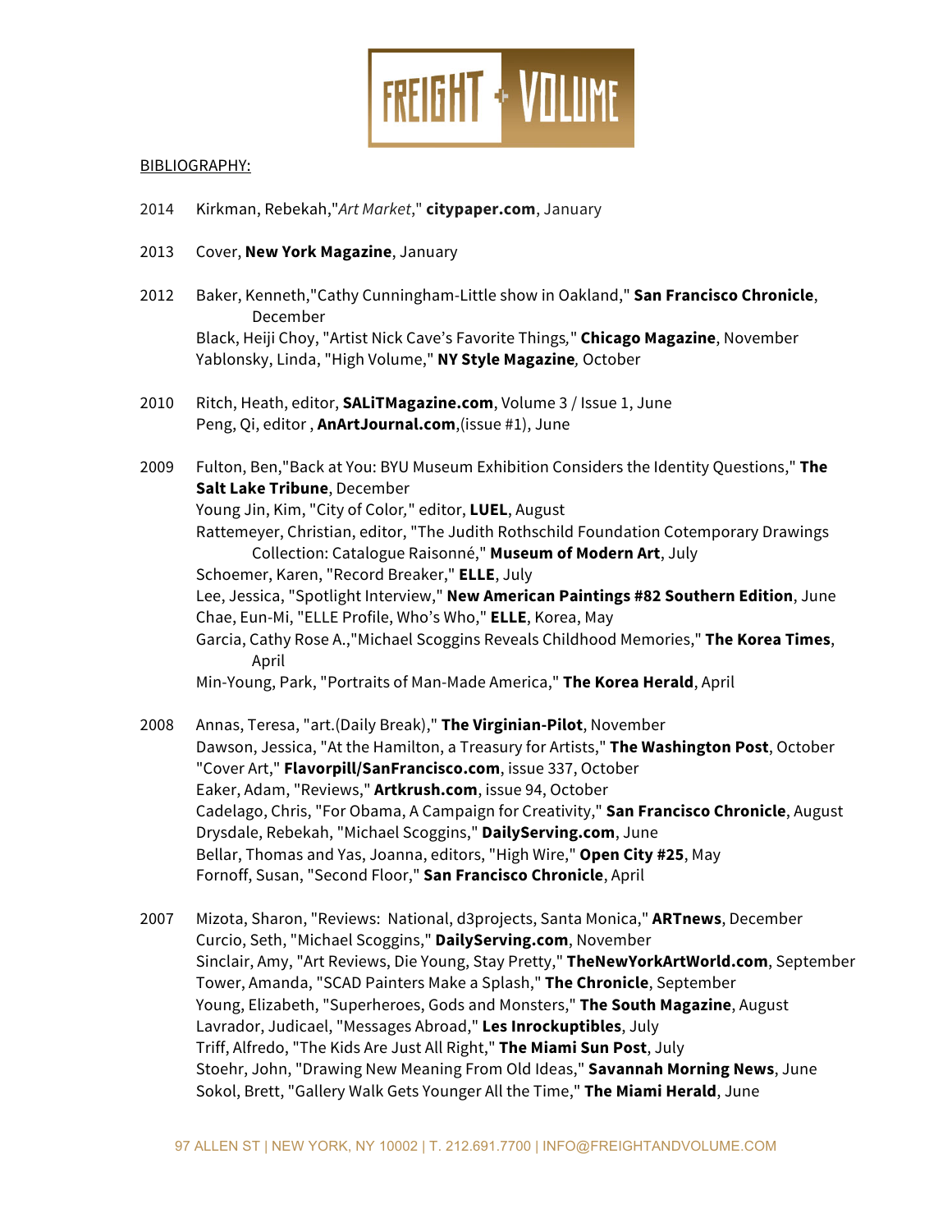BIBLIOGRAPHY:

2014 Kirkman, Rebekah,"*Art Market*," **citypaper.com**, January

2013 Cover, **New York Magazine**, January

2012 Baker, Kenneth,"Cathy Cunningham-Little show in Oakland," **San Francisco Chronicle**, December
Black, Heiji Choy, "Artist Nick Cave's Favorite Things," **Chicago Magazine**, November
Yablonsky, Linda, "High Volume," **NY Style Magazine***,* October

2010 Ritch, Heath, editor, **SALiTMagazine.com**, Volume 3 / Issue 1, June
Peng, Qi, editor , **AnArtJournal.com**,(issue #1), June

2009 Fulton, Ben,"Back at You: BYU Museum Exhibition Considers the Identity Questions," **The Salt Lake Tribune**, December
Young Jin, Kim, "City of Color," editor, **LUEL**, August
Rattemeyer, Christian, editor, "The Judith Rothschild Foundation Cotemporary Drawings Collection: Catalogue Raisonné," **Museum of Modern Art**, July
Schoemer, Karen, "Record Breaker," **ELLE**, July
Lee, Jessica, "Spotlight Interview," **New American Paintings #82 Southern Edition**, June
Chae, Eun-Mi, "ELLE Profile, Who's Who," **ELLE**, Korea, May
Garcia, Cathy Rose A.,"Michael Scoggins Reveals Childhood Memories," **The Korea Times**, April
Min-Young, Park, "Portraits of Man-Made America," **The Korea Herald**, April

2008 Annas, Teresa, "art.(Daily Break)," **The Virginian-Pilot**, November
Dawson, Jessica, "At the Hamilton, a Treasury for Artists," **The Washington Post**, October
"Cover Art," **Flavorpill/SanFrancisco.com**, issue 337, October
Eaker, Adam, "Reviews," **Artkrush.com**, issue 94, October
Cadelago, Chris, "For Obama, A Campaign for Creativity," **San Francisco Chronicle**, August
Drysdale, Rebekah, "Michael Scoggins," **DailyServing.com**, June
Bellar, Thomas and Yas, Joanna, editors, "High Wire," **Open City #25**, May
Fornoff, Susan, "Second Floor," **San Francisco Chronicle**, April

2007 Mizota, Sharon, "Reviews: National, d3projects, Santa Monica," **ARTnews**, December
Curcio, Seth, "Michael Scoggins," **DailyServing.com**, November
Sinclair, Amy, "Art Reviews, Die Young, Stay Pretty," **TheNewYorkArtWorld.com**, September
Tower, Amanda, "SCAD Painters Make a Splash," **The Chronicle**, September
Young, Elizabeth, "Superheroes, Gods and Monsters," **The South Magazine**, August
Lavrador, Judicael, "Messages Abroad," **Les Inrockuptibles**, July
Triff, Alfredo, "The Kids Are Just All Right," **The Miami Sun Post**, July
Stoehr, John, "Drawing New Meaning From Old Ideas," **Savannah Morning News**, June
Sokol, Brett, "Gallery Walk Gets Younger All the Time," **The Miami Herald**, June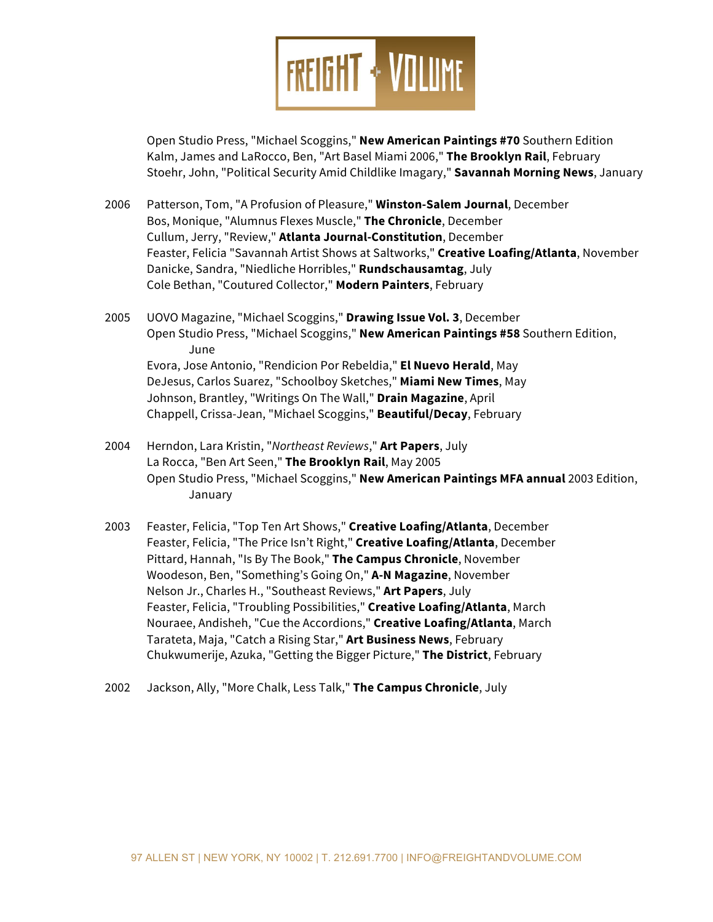Open Studio Press, "Michael Scoggins," **New American Paintings #70** Southern Edition
Kalm, James and LaRocco, Ben, "Art Basel Miami 2006," **The Brooklyn Rail**, February
Stoehr, John, "Political Security Amid Childlike Imagary," **Savannah Morning News**, January

2006 Patterson, Tom, "A Profusion of Pleasure," **Winston-Salem Journal**, December
Bos, Monique, "Alumnus Flexes Muscle," **The Chronicle**, December
Cullum, Jerry, "Review," **Atlanta Journal-Constitution**, December
Feaster, Felicia "Savannah Artist Shows at Saltworks," **Creative Loafing/Atlanta**, November
Danicke, Sandra, "Niedliche Horribles," **Rundschausamtag**, July
Cole Bethan, "Coutured Collector," **Modern Painters**, February

2005 UOVO Magazine, "Michael Scoggins," **Drawing Issue Vol. 3**, December
Open Studio Press, "Michael Scoggins," **New American Paintings #58** Southern Edition, June
Evora, Jose Antonio, "Rendicion Por Rebeldia," **El Nuevo Herald**, May
DeJesus, Carlos Suarez, "Schoolboy Sketches," **Miami New Times**, May
Johnson, Brantley, "Writings On The Wall," **Drain Magazine**, April
Chappell, Crissa-Jean, "Michael Scoggins," **Beautiful/Decay**, February

2004 Herndon, Lara Kristin, "*Northeast Reviews*," **Art Papers**, July
La Rocca, "Ben Art Seen," **The Brooklyn Rail**, May 2005
Open Studio Press, "Michael Scoggins," **New American Paintings MFA annual** 2003 Edition, January

2003 Feaster, Felicia, "Top Ten Art Shows," **Creative Loafing/Atlanta**, December
Feaster, Felicia, "The Price Isn't Right," **Creative Loafing/Atlanta**, December
Pittard, Hannah, "Is By The Book," **The Campus Chronicle**, November
Woodeson, Ben, "Something's Going On," **A-N Magazine**, November
Nelson Jr., Charles H., "Southeast Reviews," **Art Papers**, July
Feaster, Felicia, "Troubling Possibilities," **Creative Loafing/Atlanta**, March
Nouraee, Andisheh, "Cue the Accordions," **Creative Loafing/Atlanta**, March
Tarateta, Maja, "Catch a Rising Star," **Art Business News**, February
Chukwumerije, Azuka, "Getting the Bigger Picture," **The District**, February

2002 Jackson, Ally, "More Chalk, Less Talk," **The Campus Chronicle**, July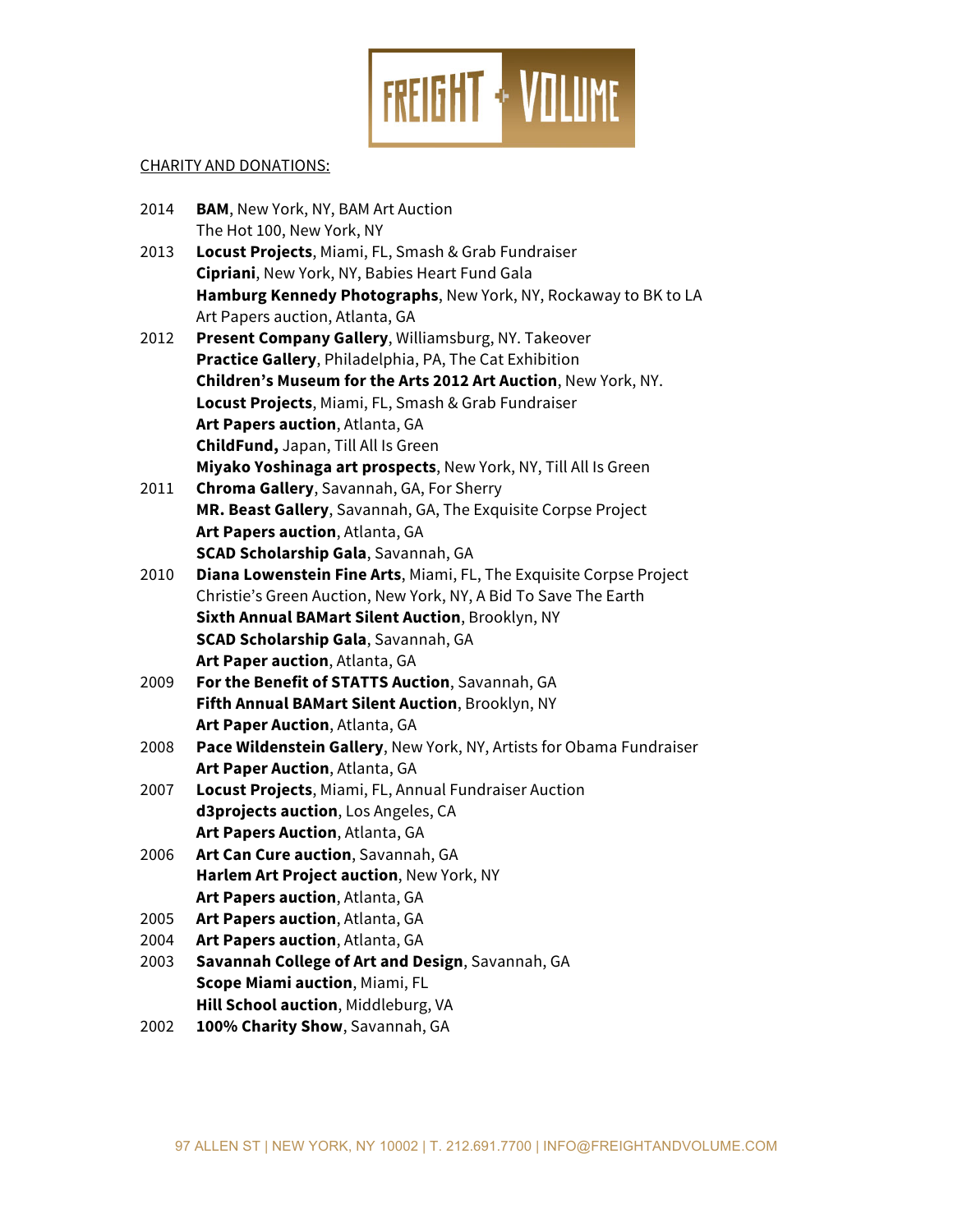<u>CHARITY AND DONATIONS:</u>

2014 **BAM**, New York, NY, BAM Art Auction
The Hot 100, New York, NY

2013 **Locust Projects**, Miami, FL, Smash & Grab Fundraiser
**Cipriani**, New York, NY, Babies Heart Fund Gala
**Hamburg Kennedy Photographs**, New York, NY, Rockaway to BK to LA
Art Papers auction, Atlanta, GA

2012 **Present Company Gallery**, Williamsburg, NY. Takeover
**Practice Gallery**, Philadelphia, PA, The Cat Exhibition
**Children's Museum for the Arts 2012 Art Auction**, New York, NY.
**Locust Projects**, Miami, FL, Smash & Grab Fundraiser
**Art Papers auction**, Atlanta, GA
**ChildFund,** Japan, Till All Is Green
**Miyako Yoshinaga art prospects**, New York, NY, Till All Is Green

2011 **Chroma Gallery**, Savannah, GA, For Sherry
**MR. Beast Gallery**, Savannah, GA, The Exquisite Corpse Project
**Art Papers auction**, Atlanta, GA
**SCAD Scholarship Gala**, Savannah, GA

2010 **Diana Lowenstein Fine Arts**, Miami, FL, The Exquisite Corpse Project
Christie's Green Auction, New York, NY, A Bid To Save The Earth
**Sixth Annual BAMart Silent Auction**, Brooklyn, NY
**SCAD Scholarship Gala**, Savannah, GA
**Art Paper auction**, Atlanta, GA

2009 **For the Benefit of STATTS Auction**, Savannah, GA
**Fifth Annual BAMart Silent Auction**, Brooklyn, NY
**Art Paper Auction**, Atlanta, GA

2008 **Pace Wildenstein Gallery**, New York, NY, Artists for Obama Fundraiser
**Art Paper Auction**, Atlanta, GA

2007 **Locust Projects**, Miami, FL, Annual Fundraiser Auction
**d3projects auction**, Los Angeles, CA
**Art Papers Auction**, Atlanta, GA

2006 **Art Can Cure auction**, Savannah, GA
**Harlem Art Project auction**, New York, NY
**Art Papers auction**, Atlanta, GA

2005 **Art Papers auction**, Atlanta, GA

2004 **Art Papers auction**, Atlanta, GA

2003 **Savannah College of Art and Design**, Savannah, GA
**Scope Miami auction**, Miami, FL
**Hill School auction**, Middleburg, VA

2002 **100% Charity Show**, Savannah, GA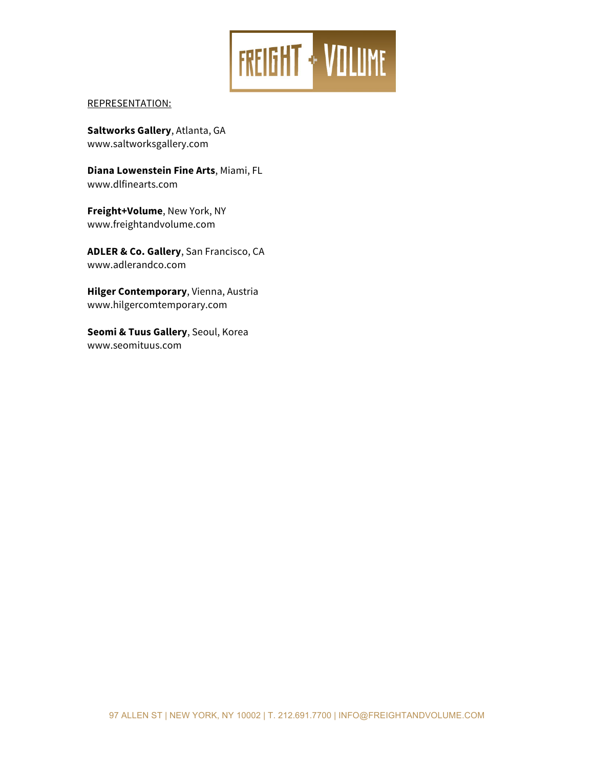REPRESENTATION:

**Saltworks Gallery**, Atlanta, GA
www.saltworksgallery.com

**Diana Lowenstein Fine Arts**, Miami, FL
www.dlfinearts.com

**Freight+Volume**, New York, NY
www.freightandvolume.com

**ADLER & Co. Gallery**, San Francisco, CA
www.adlerandco.com

**Hilger Contemporary**, Vienna, Austria
www.hilgercomtemporary.com

**Seomi & Tuus Gallery**, Seoul, Korea
www.seomituus.com